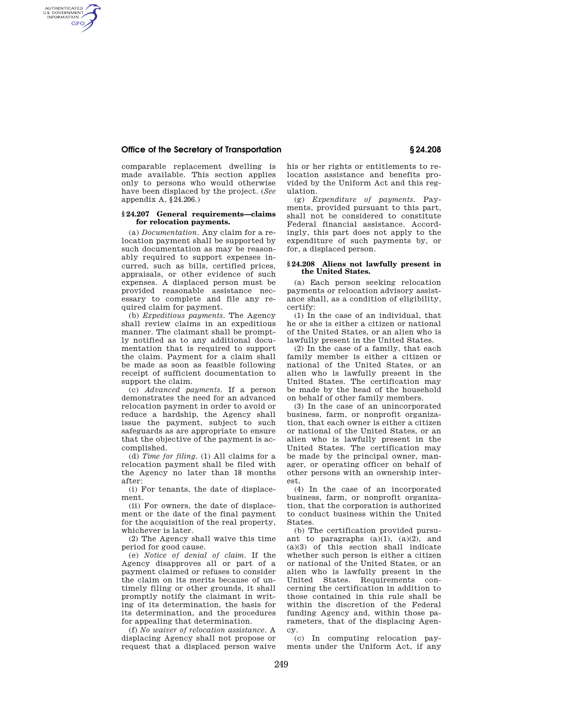comparable replacement dwelling is made available. This section applies only to persons who would otherwise have been displaced by the project. (*See* appendix A, §24.206.)

### §24.207 General requirements—claims for relocation payments.

(a) *Documentation.* Any claim for a relocation payment shall be supported by such documentation as may be reasonably required to support expenses incurred, such as bills, certified prices, appraisals, or other evidence of such expenses. A displaced person must be provided reasonable assistance necessary to complete and file any required claim for payment.

(b) *Expeditious payments.* The Agency shall review claims in an expeditious manner. The claimant shall be promptly notified as to any additional documentation that is required to support the claim. Payment for a claim shall be made as soon as feasible following receipt of sufficient documentation to support the claim.

(c) *Advanced payments.* If a person demonstrates the need for an advanced relocation payment in order to avoid or reduce a hardship, the Agency shall issue the payment, subject to such safeguards as are appropriate to ensure that the objective of the payment is accomplished.

(d) *Time for filing.* (1) All claims for a relocation payment shall be filed with the Agency no later than 18 months after:

(i) For tenants, the date of displacement.

(ii) For owners, the date of displacement or the date of the final payment for the acquisition of the real property, whichever is later.

(2) The Agency shall waive this time period for good cause.

(e) *Notice of denial of claim.* If the Agency disapproves all or part of a payment claimed or refuses to consider the claim on its merits because of untimely filing or other grounds, it shall promptly notify the claimant in writing of its determination, the basis for its determination, and the procedures for appealing that determination.

(f) *No waiver of relocation assistance.* A displacing Agency shall not propose or request that a displaced person waive his or her rights or entitlements to relocation assistance and benefits provided by the Uniform Act and this regulation.

(g) *Expenditure of payments.* Payments, provided pursuant to this part, shall not be considered to constitute Federal financial assistance. Accordingly, this part does not apply to the expenditure of such payments by, or for, a displaced person.

### §24.208 Aliens not lawfully present in the United States.

(a) Each person seeking relocation payments or relocation advisory assistance shall, as a condition of eligibility, certify:

(1) In the case of an individual, that he or she is either a citizen or national of the United States, or an alien who is lawfully present in the United States.

(2) In the case of a family, that each family member is either a citizen or national of the United States, or an alien who is lawfully present in the United States. The certification may be made by the head of the household on behalf of other family members.

(3) In the case of an unincorporated business, farm, or nonprofit organization, that each owner is either a citizen or national of the United States, or an alien who is lawfully present in the United States. The certification may be made by the principal owner, manager, or operating officer on behalf of other persons with an ownership interest.

(4) In the case of an incorporated business, farm, or nonprofit organization, that the corporation is authorized to conduct business within the United States.

(b) The certification provided pursuant to paragraphs (a)(1), (a)(2), and (a)(3) of this section shall indicate whether such person is either a citizen or national of the United States, or an alien who is lawfully present in the United States. Requirements concerning the certification in addition to those contained in this rule shall be within the discretion of the Federal funding Agency and, within those parameters, that of the displacing Agency.

(c) In computing relocation payments under the Uniform Act, if any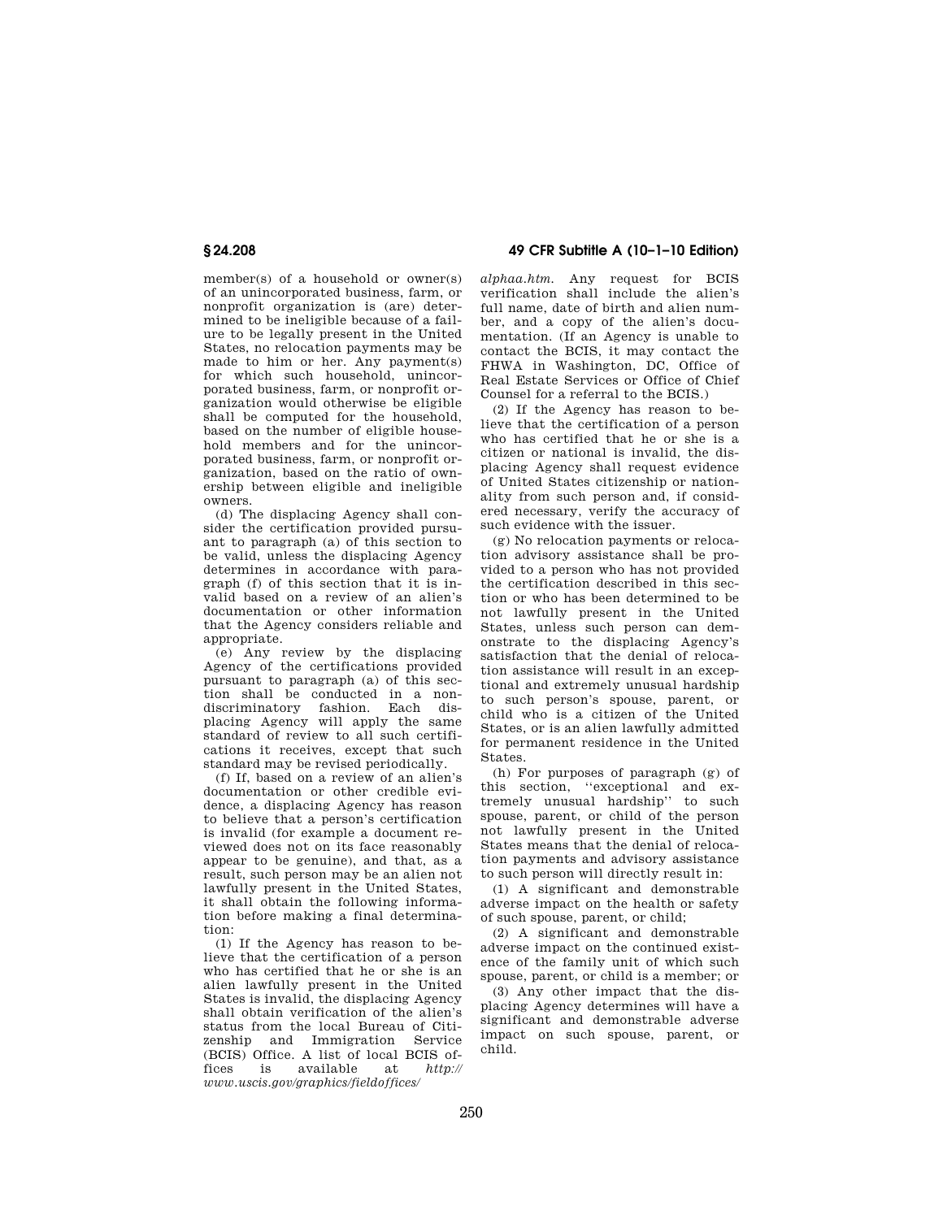member(s) of a household or owner(s) of an unincorporated business, farm, or nonprofit organization is (are) determined to be ineligible because of a failure to be legally present in the United States, no relocation payments may be made to him or her. Any payment(s) for which such household, unincorporated business, farm, or nonprofit organization would otherwise be eligible shall be computed for the household, based on the number of eligible household members and for the unincorporated business, farm, or nonprofit organization, based on the ratio of ownership between eligible and ineligible owners.

(d) The displacing Agency shall consider the certification provided pursuant to paragraph (a) of this section to be valid, unless the displacing Agency determines in accordance with paragraph (f) of this section that it is invalid based on a review of an alien's documentation or other information that the Agency considers reliable and appropriate.

(e) Any review by the displacing Agency of the certifications provided pursuant to paragraph (a) of this section shall be conducted in a nondiscriminatory fashion. Each displacing Agency will apply the same standard of review to all such certifications it receives, except that such standard may be revised periodically.

(f) If, based on a review of an alien's documentation or other credible evidence, a displacing Agency has reason to believe that a person's certification is invalid (for example a document reviewed does not on its face reasonably appear to be genuine), and that, as a result, such person may be an alien not lawfully present in the United States, it shall obtain the following information before making a final determination:

(1) If the Agency has reason to believe that the certification of a person who has certified that he or she is an alien lawfully present in the United States is invalid, the displacing Agency shall obtain verification of the alien's status from the local Bureau of Citizenship and Immigration Service (BCIS) Office. A list of local BCIS offices is available at *http://www.uscis.gov/graphics/fieldoffices/alphaa.htm*. Any request for BCIS verification shall include the alien's full name, date of birth and alien number, and a copy of the alien's documentation. (If an Agency is unable to contact the BCIS, it may contact the FHWA in Washington, DC, Office of Real Estate Services or Office of Chief Counsel for a referral to the BCIS.)

(2) If the Agency has reason to believe that the certification of a person who has certified that he or she is a citizen or national is invalid, the displacing Agency shall request evidence of United States citizenship or nationality from such person and, if considered necessary, verify the accuracy of such evidence with the issuer.

(g) No relocation payments or relocation advisory assistance shall be provided to a person who has not provided the certification described in this section or who has been determined to be not lawfully present in the United States, unless such person can demonstrate to the displacing Agency's satisfaction that the denial of relocation assistance will result in an exceptional and extremely unusual hardship to such person's spouse, parent, or child who is a citizen of the United States, or is an alien lawfully admitted for permanent residence in the United States.

(h) For purposes of paragraph (g) of this section, "exceptional and extremely unusual hardship" to such spouse, parent, or child of the person not lawfully present in the United States means that the denial of relocation payments and advisory assistance to such person will directly result in:

(1) A significant and demonstrable adverse impact on the health or safety of such spouse, parent, or child;

(2) A significant and demonstrable adverse impact on the continued existence of the family unit of which such spouse, parent, or child is a member; or

(3) Any other impact that the displacing Agency determines will have a significant and demonstrable adverse impact on such spouse, parent, or child.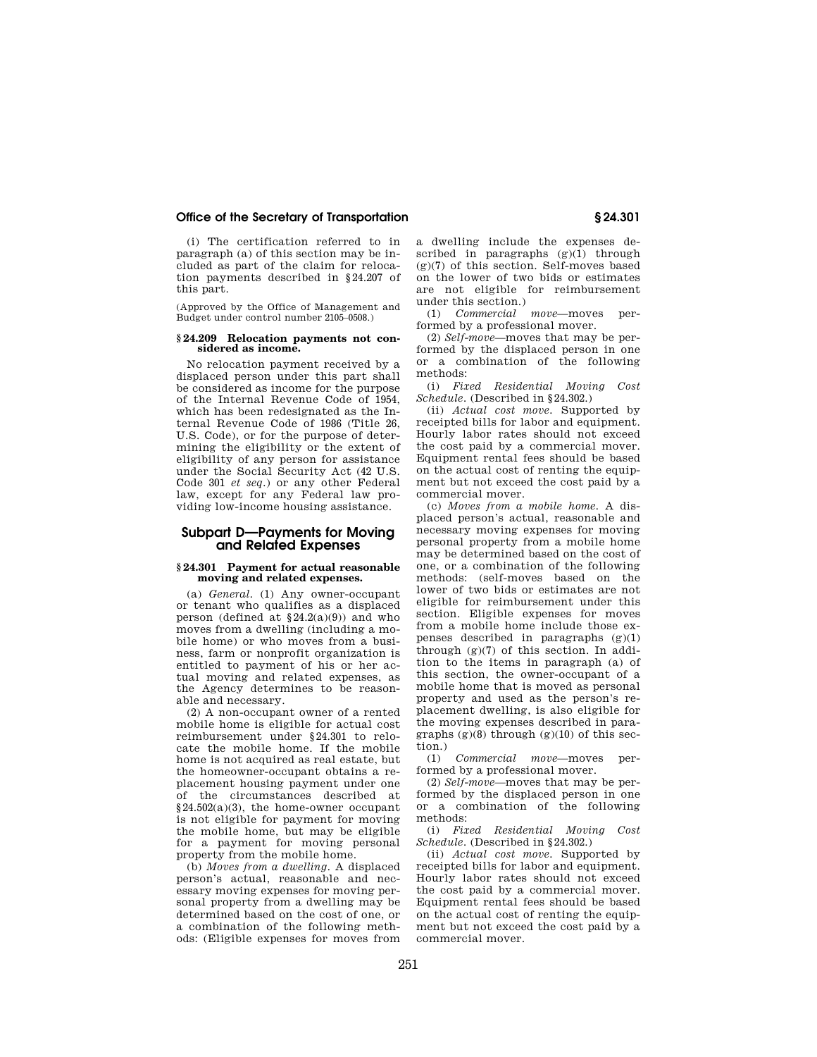(i) The certification referred to in paragraph (a) of this section may be included as part of the claim for relocation payments described in §24.207 of this part.

(Approved by the Office of Management and Budget under control number 2105–0508.)

#### §24.209 Relocation payments not considered as income.

No relocation payment received by a displaced person under this part shall be considered as income for the purpose of the Internal Revenue Code of 1954, which has been redesignated as the Internal Revenue Code of 1986 (Title 26, U.S. Code), or for the purpose of determining the eligibility or the extent of eligibility of any person for assistance under the Social Security Act (42 U.S. Code 301 *et seq.*) or any other Federal law, except for any Federal law providing low-income housing assistance.

## Subpart D—Payments for Moving and Related Expenses

#### §24.301 Payment for actual reasonable moving and related expenses.

(a) *General.* (1) Any owner-occupant or tenant who qualifies as a displaced person (defined at §24.2(a)(9)) and who moves from a dwelling (including a mobile home) or who moves from a business, farm or nonprofit organization is entitled to payment of his or her actual moving and related expenses, as the Agency determines to be reasonable and necessary.

(2) A non-occupant owner of a rented mobile home is eligible for actual cost reimbursement under §24.301 to relocate the mobile home. If the mobile home is not acquired as real estate, but the homeowner-occupant obtains a replacement housing payment under one of the circumstances described at §24.502(a)(3), the home-owner occupant is not eligible for payment for moving the mobile home, but may be eligible for a payment for moving personal property from the mobile home.

(b) *Moves from a dwelling.* A displaced person's actual, reasonable and necessary moving expenses for moving personal property from a dwelling may be determined based on the cost of one, or a combination of the following methods: (Eligible expenses for moves from a dwelling include the expenses described in paragraphs (g)(1) through (g)(7) of this section. Self-moves based on the lower of two bids or estimates are not eligible for reimbursement under this section.)

(1) *Commercial move*—moves performed by a professional mover.

(2) *Self-move*—moves that may be performed by the displaced person in one or a combination of the following methods:

(i) *Fixed Residential Moving Cost Schedule.* (Described in §24.302.)

(ii) *Actual cost move.* Supported by receipted bills for labor and equipment. Hourly labor rates should not exceed the cost paid by a commercial mover. Equipment rental fees should be based on the actual cost of renting the equipment but not exceed the cost paid by a commercial mover.

(c) *Moves from a mobile home.* A displaced person's actual, reasonable and necessary moving expenses for moving personal property from a mobile home may be determined based on the cost of one, or a combination of the following methods: (self-moves based on the lower of two bids or estimates are not eligible for reimbursement under this section. Eligible expenses for moves from a mobile home include those expenses described in paragraphs (g)(1) through (g)(7) of this section. In addition to the items in paragraph (a) of this section, the owner-occupant of a mobile home that is moved as personal property and used as the person's replacement dwelling, is also eligible for the moving expenses described in paragraphs (g)(8) through (g)(10) of this section.)

(1) *Commercial move*—moves performed by a professional mover.

(2) *Self-move*—moves that may be performed by the displaced person in one or a combination of the following methods:

(i) *Fixed Residential Moving Cost Schedule.* (Described in §24.302.)

(ii) *Actual cost move.* Supported by receipted bills for labor and equipment. Hourly labor rates should not exceed the cost paid by a commercial mover. Equipment rental fees should be based on the actual cost of renting the equipment but not exceed the cost paid by a commercial mover.